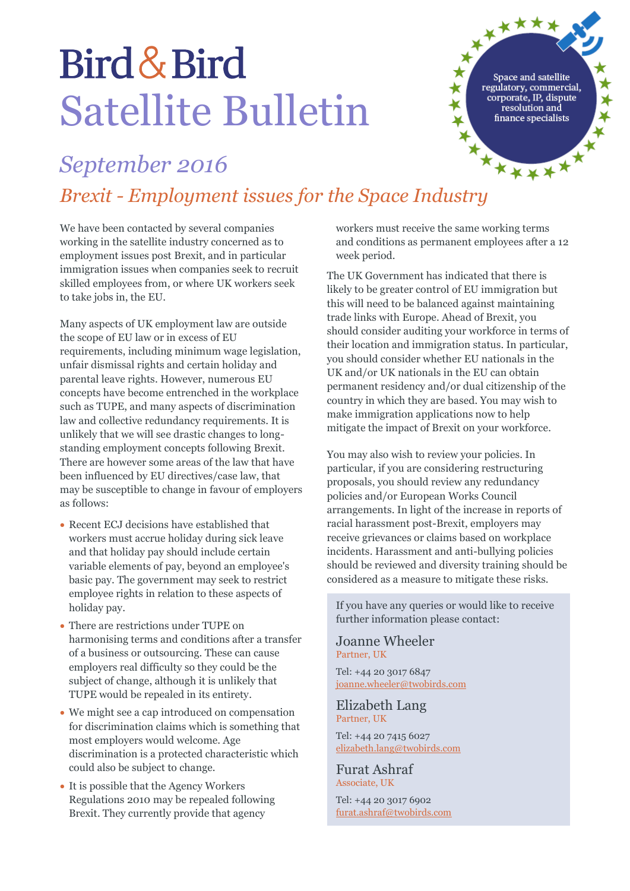# Bird & Bird Satellite Bulletin

Space and satellite regulatory, commercial, corporate, IP, dispute resolution and finance specialists

## *September 2016*

## *Brexit - Employment issues for the Space Industry*

We have been contacted by several companies working in the satellite industry concerned as to employment issues post Brexit, and in particular immigration issues when companies seek to recruit skilled employees from, or where UK workers seek to take jobs in, the EU.

Many aspects of UK employment law are outside the scope of EU law or in excess of EU requirements, including minimum wage legislation, unfair dismissal rights and certain holiday and parental leave rights. However, numerous EU concepts have become entrenched in the workplace such as TUPE, and many aspects of discrimination law and collective redundancy requirements. It is unlikely that we will see drastic changes to long-standing employment concepts following Brexit. There are however some areas of the law that have been influenced by EU directives/case law, that may be susceptible to change in favour of employers as follows:

- Recent ECJ decisions have established that workers must accrue holiday during sick leave and that holiday pay should include certain variable elements of pay, beyond an employee's basic pay. The government may seek to restrict employee rights in relation to these aspects of holiday pay.
- There are restrictions under TUPE on harmonising terms and conditions after a transfer of a business or outsourcing. These can cause employers real difficulty so they could be the subject of change, although it is unlikely that TUPE would be repealed in its entirety.
- We might see a cap introduced on compensation for discrimination claims which is something that most employers would welcome. Age discrimination is a protected characteristic which could also be subject to change.
- It is possible that the Agency Workers Regulations 2010 may be repealed following Brexit. They currently provide that agency workers must receive the same working terms and conditions as permanent employees after a 12 week period.

The UK Government has indicated that there is likely to be greater control of EU immigration but this will need to be balanced against maintaining trade links with Europe. Ahead of Brexit, you should consider auditing your workforce in terms of their location and immigration status. In particular, you should consider whether EU nationals in the UK and/or UK nationals in the EU can obtain permanent residency and/or dual citizenship of the country in which they are based. You may wish to make immigration applications now to help mitigate the impact of Brexit on your workforce.

You may also wish to review your policies. In particular, if you are considering restructuring proposals, you should review any redundancy policies and/or European Works Council arrangements. In light of the increase in reports of racial harassment post-Brexit, employers may receive grievances or claims based on workplace incidents. Harassment and anti-bullying policies should be reviewed and diversity training should be considered as a measure to mitigate these risks.

If you have any queries or would like to receive further information please contact:

**Joanne Wheeler**
Partner, UK
Tel: +44 20 3017 6847
joanne.wheeler@twobirds.com

**Elizabeth Lang**
Partner, UK
Tel: +44 20 7415 6027
elizabeth.lang@twobirds.com

**Furat Ashraf**
Associate, UK
Tel: +44 20 3017 6902
furat.ashraf@twobirds.com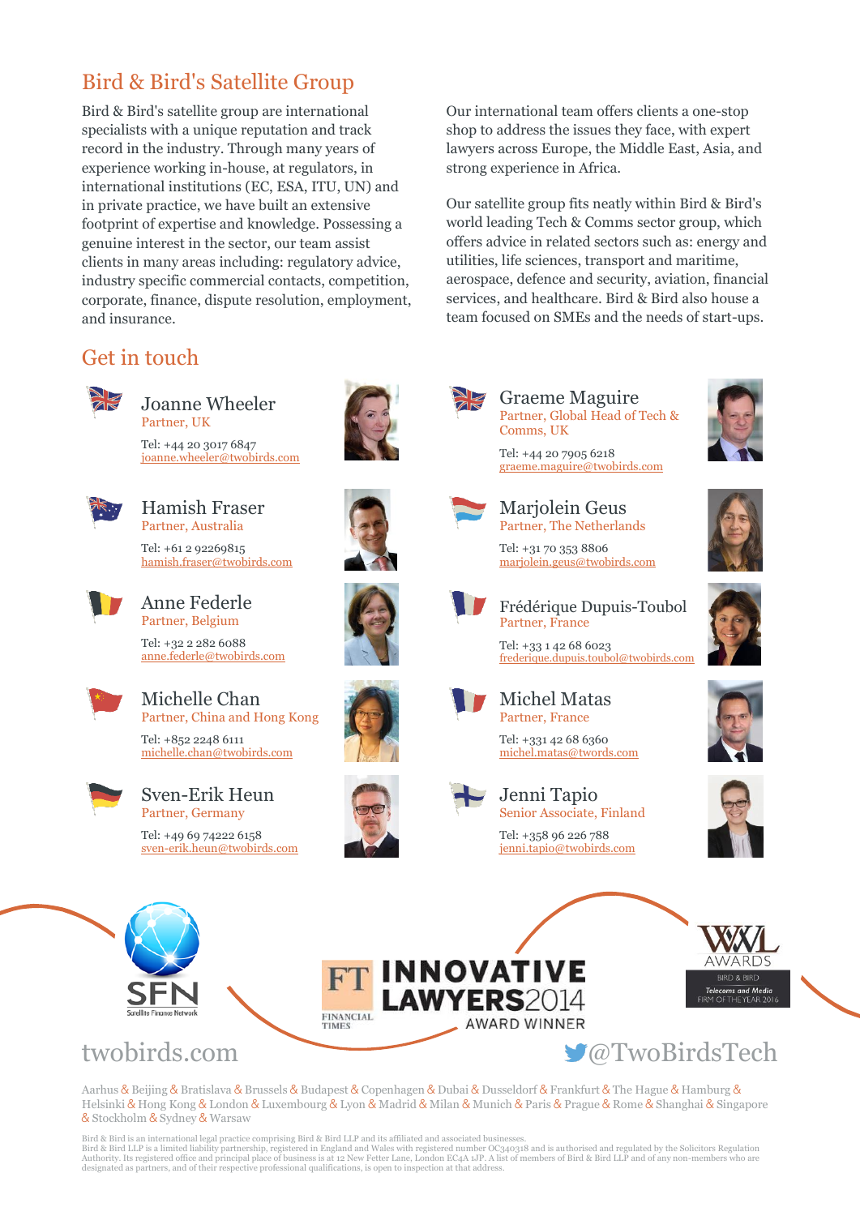## Bird & Bird's Satellite Group

Bird & Bird's satellite group are international specialists with a unique reputation and track record in the industry. Through many years of experience working in-house, at regulators, in international institutions (EC, ESA, ITU, UN) and in private practice, we have built an extensive footprint of expertise and knowledge. Possessing a genuine interest in the sector, our team assist clients in many areas including: regulatory advice, industry specific commercial contacts, competition, corporate, finance, dispute resolution, employment, and insurance.

Our international team offers clients a one-stop shop to address the issues they face, with expert lawyers across Europe, the Middle East, Asia, and strong experience in Africa.

Our satellite group fits neatly within Bird & Bird's world leading Tech & Comms sector group, which offers advice in related sectors such as: energy and utilities, life sciences, transport and maritime, aerospace, defence and security, aviation, financial services, and healthcare. Bird & Bird also house a team focused on SMEs and the needs of start-ups.

## Get in touch

**Joanne Wheeler**
Partner, UK
Tel: +44 20 3017 6847
joanne.wheeler@twobirds.com

**Hamish Fraser**
Partner, Australia
Tel: +61 2 92269815
hamish.fraser@twobirds.com

**Anne Federle**
Partner, Belgium
Tel: +32 2 282 6088
anne.federle@twobirds.com

**Michelle Chan**
Partner, China and Hong Kong
Tel: +852 2248 6111
michelle.chan@twobirds.com

**Sven-Erik Heun**
Partner, Germany
Tel: +49 69 74222 6158
sven-erik.heun@twobirds.com

**Graeme Maguire**
Partner, Global Head of Tech & Comms, UK
Tel: +44 20 7905 6218
graeme.maguire@twobirds.com

**Marjolein Geus**
Partner, The Netherlands
Tel: +31 70 353 8806
marjolein.geus@twobirds.com

**Frédérique Dupuis-Toubol**
Partner, France
Tel: +33 1 42 68 6023
frederique.dupuis.toubol@twobirds.com

**Michel Matas**
Partner, France
Tel: +331 42 68 6360
michel.matas@twords.com

**Jenni Tapio**
Senior Associate, Finland
Tel: +358 96 226 788
jenni.tapio@twobirds.com

SFN Satellite Finance Network

FT FINANCIAL TIMES INNOVATIVE LAWYERS2014 AWARD WINNER

WWL AWARDS BIRD & BIRD Telecoms and Media FIRM OF THE YEAR 2016

twobirds.com

@TwoBirdsTech

Aarhus & Beijing & Bratislava & Brussels & Budapest & Copenhagen & Dubai & Dusseldorf & Frankfurt & The Hague & Hamburg & Helsinki & Hong Kong & London & Luxembourg & Lyon & Madrid & Milan & Munich & Paris & Prague & Rome & Shanghai & Singapore & Stockholm & Sydney & Warsaw

Bird & Bird is an international legal practice comprising Bird & Bird LLP and its affiliated and associated businesses.
Bird & Bird LLP is a limited liability partnership, registered in England and Wales with registered number OC340318 and is authorised and regulated by the Solicitors Regulation Authority. Its registered office and principal place of business is at 12 New Fetter Lane, London EC4A 1JP. A list of members of Bird & Bird LLP and of any non-members who are designated as partners, and of their respective professional qualifications, is open to inspection at that address.